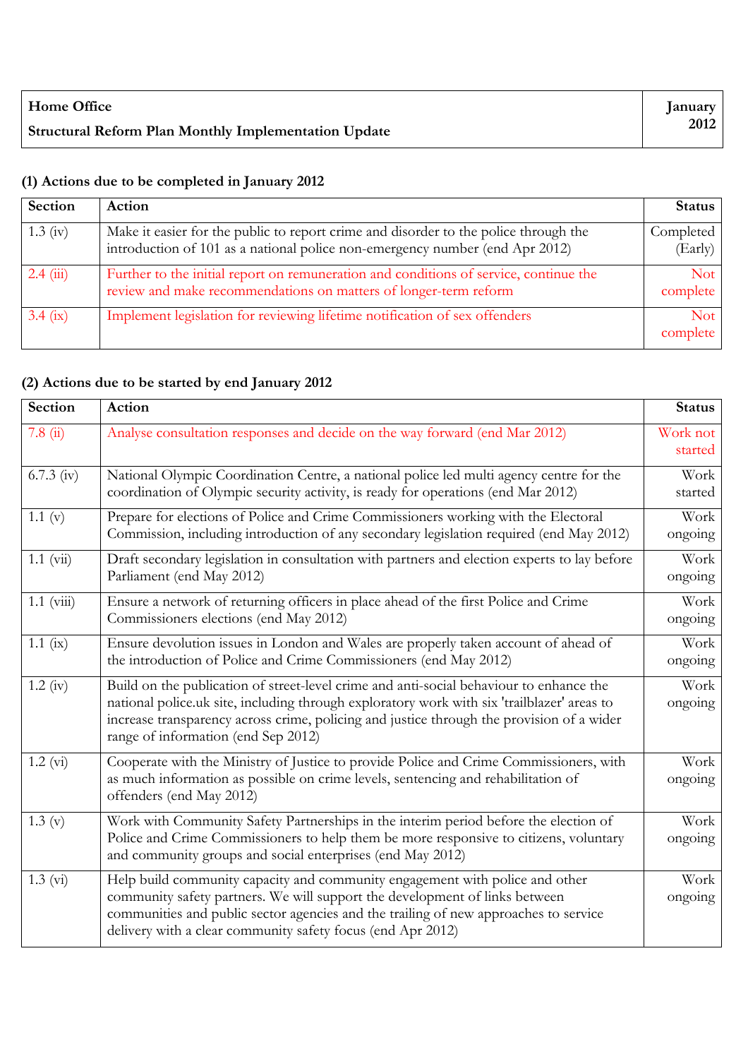| **Home Office**<br>**Structural Reform Plan Monthly Implementation Update** | **January 2012** |
|---|---|

### (1) Actions due to be completed in January 2012

| Section | Action | Status |
|---|---|---|
| 1.3 (iv) | Make it easier for the public to report crime and disorder to the police through the introduction of 101 as a national police non-emergency number (end Apr 2012) | Completed (Early) |
| 2.4 (iii) | Further to the initial report on remuneration and conditions of service, continue the review and make recommendations on matters of longer-term reform | Not complete |
| 3.4 (ix) | Implement legislation for reviewing lifetime notification of sex offenders | Not complete |

### (2) Actions due to be started by end January 2012

| Section | Action | Status |
|---|---|---|
| 7.8 (ii) | Analyse consultation responses and decide on the way forward (end Mar 2012) | Work not started |
| 6.7.3 (iv) | National Olympic Coordination Centre, a national police led multi agency centre for the coordination of Olympic security activity, is ready for operations (end Mar 2012) | Work started |
| 1.1 (v) | Prepare for elections of Police and Crime Commissioners working with the Electoral Commission, including introduction of any secondary legislation required (end May 2012) | Work ongoing |
| 1.1 (vii) | Draft secondary legislation in consultation with partners and election experts to lay before Parliament (end May 2012) | Work ongoing |
| 1.1 (viii) | Ensure a network of returning officers in place ahead of the first Police and Crime Commissioners elections (end May 2012) | Work ongoing |
| 1.1 (ix) | Ensure devolution issues in London and Wales are properly taken account of ahead of the introduction of Police and Crime Commissioners (end May 2012) | Work ongoing |
| 1.2 (iv) | Build on the publication of street-level crime and anti-social behaviour to enhance the national police.uk site, including through exploratory work with six 'trailblazer' areas to increase transparency across crime, policing and justice through the provision of a wider range of information (end Sep 2012) | Work ongoing |
| 1.2 (vi) | Cooperate with the Ministry of Justice to provide Police and Crime Commissioners, with as much information as possible on crime levels, sentencing and rehabilitation of offenders (end May 2012) | Work ongoing |
| 1.3 (v) | Work with Community Safety Partnerships in the interim period before the election of Police and Crime Commissioners to help them be more responsive to citizens, voluntary and community groups and social enterprises (end May 2012) | Work ongoing |
| 1.3 (vi) | Help build community capacity and community engagement with police and other community safety partners. We will support the development of links between communities and public sector agencies and the trailing of new approaches to service delivery with a clear community safety focus (end Apr 2012) | Work ongoing |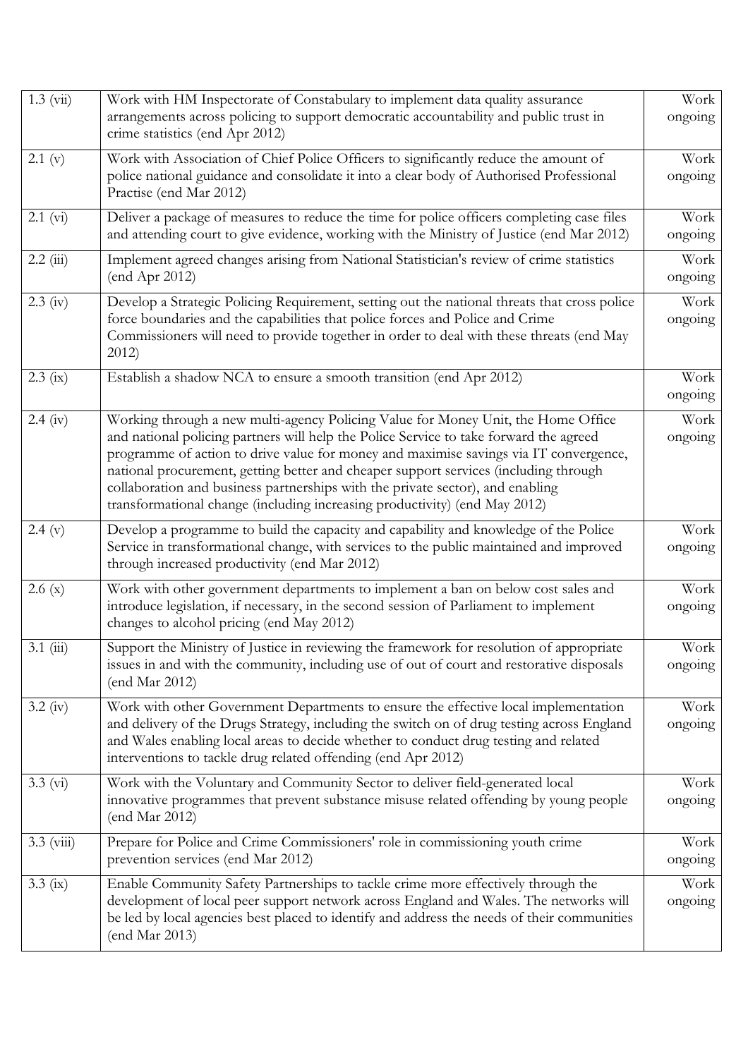| 1.3 (vii) | Work with HM Inspectorate of Constabulary to implement data quality assurance arrangements across policing to support democratic accountability and public trust in crime statistics (end Apr 2012) | Work ongoing |
|---|---|---|
| 2.1 (v) | Work with Association of Chief Police Officers to significantly reduce the amount of police national guidance and consolidate it into a clear body of Authorised Professional Practise (end Mar 2012) | Work ongoing |
| 2.1 (vi) | Deliver a package of measures to reduce the time for police officers completing case files and attending court to give evidence, working with the Ministry of Justice (end Mar 2012) | Work ongoing |
| 2.2 (iii) | Implement agreed changes arising from National Statistician's review of crime statistics (end Apr 2012) | Work ongoing |
| 2.3 (iv) | Develop a Strategic Policing Requirement, setting out the national threats that cross police force boundaries and the capabilities that police forces and Police and Crime Commissioners will need to provide together in order to deal with these threats (end May 2012) | Work ongoing |
| 2.3 (ix) | Establish a shadow NCA to ensure a smooth transition (end Apr 2012) | Work ongoing |
| 2.4 (iv) | Working through a new multi-agency Policing Value for Money Unit, the Home Office and national policing partners will help the Police Service to take forward the agreed programme of action to drive value for money and maximise savings via IT convergence, national procurement, getting better and cheaper support services (including through collaboration and business partnerships with the private sector), and enabling transformational change (including increasing productivity) (end May 2012) | Work ongoing |
| 2.4 (v) | Develop a programme to build the capacity and capability and knowledge of the Police Service in transformational change, with services to the public maintained and improved through increased productivity (end Mar 2012) | Work ongoing |
| 2.6 (x) | Work with other government departments to implement a ban on below cost sales and introduce legislation, if necessary, in the second session of Parliament to implement changes to alcohol pricing (end May 2012) | Work ongoing |
| 3.1 (iii) | Support the Ministry of Justice in reviewing the framework for resolution of appropriate issues in and with the community, including use of out of court and restorative disposals (end Mar 2012) | Work ongoing |
| 3.2 (iv) | Work with other Government Departments to ensure the effective local implementation and delivery of the Drugs Strategy, including the switch on of drug testing across England and Wales enabling local areas to decide whether to conduct drug testing and related interventions to tackle drug related offending (end Apr 2012) | Work ongoing |
| 3.3 (vi) | Work with the Voluntary and Community Sector to deliver field-generated local innovative programmes that prevent substance misuse related offending by young people (end Mar 2012) | Work ongoing |
| 3.3 (viii) | Prepare for Police and Crime Commissioners' role in commissioning youth crime prevention services (end Mar 2012) | Work ongoing |
| 3.3 (ix) | Enable Community Safety Partnerships to tackle crime more effectively through the development of local peer support network across England and Wales. The networks will be led by local agencies best placed to identify and address the needs of their communities (end Mar 2013) | Work ongoing |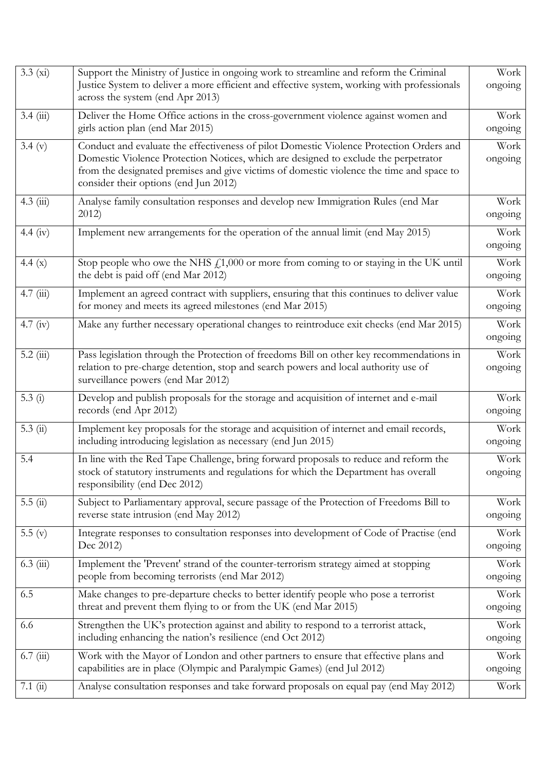| | | |
|---|---|---|
| 3.3 (xi) | Support the Ministry of Justice in ongoing work to streamline and reform the Criminal Justice System to deliver a more efficient and effective system, working with professionals across the system (end Apr 2013) | Work ongoing |
| 3.4 (iii) | Deliver the Home Office actions in the cross-government violence against women and girls action plan (end Mar 2015) | Work ongoing |
| 3.4 (v) | Conduct and evaluate the effectiveness of pilot Domestic Violence Protection Orders and Domestic Violence Protection Notices, which are designed to exclude the perpetrator from the designated premises and give victims of domestic violence the time and space to consider their options (end Jun 2012) | Work ongoing |
| 4.3 (iii) | Analyse family consultation responses and develop new Immigration Rules (end Mar 2012) | Work ongoing |
| 4.4 (iv) | Implement new arrangements for the operation of the annual limit (end May 2015) | Work ongoing |
| 4.4 (x) | Stop people who owe the NHS £1,000 or more from coming to or staying in the UK until the debt is paid off (end Mar 2012) | Work ongoing |
| 4.7 (iii) | Implement an agreed contract with suppliers, ensuring that this continues to deliver value for money and meets its agreed milestones (end Mar 2015) | Work ongoing |
| 4.7 (iv) | Make any further necessary operational changes to reintroduce exit checks (end Mar 2015) | Work ongoing |
| 5.2 (iii) | Pass legislation through the Protection of freedoms Bill on other key recommendations in relation to pre-charge detention, stop and search powers and local authority use of surveillance powers (end Mar 2012) | Work ongoing |
| 5.3 (i) | Develop and publish proposals for the storage and acquisition of internet and e-mail records (end Apr 2012) | Work ongoing |
| 5.3 (ii) | Implement key proposals for the storage and acquisition of internet and email records, including introducing legislation as necessary (end Jun 2015) | Work ongoing |
| 5.4 | In line with the Red Tape Challenge, bring forward proposals to reduce and reform the stock of statutory instruments and regulations for which the Department has overall responsibility (end Dec 2012) | Work ongoing |
| 5.5 (ii) | Subject to Parliamentary approval, secure passage of the Protection of Freedoms Bill to reverse state intrusion (end May 2012) | Work ongoing |
| 5.5 (v) | Integrate responses to consultation responses into development of Code of Practise (end Dec 2012) | Work ongoing |
| 6.3 (iii) | Implement the 'Prevent' strand of the counter-terrorism strategy aimed at stopping people from becoming terrorists (end Mar 2012) | Work ongoing |
| 6.5 | Make changes to pre-departure checks to better identify people who pose a terrorist threat and prevent them flying to or from the UK (end Mar 2015) | Work ongoing |
| 6.6 | Strengthen the UK's protection against and ability to respond to a terrorist attack, including enhancing the nation's resilience (end Oct 2012) | Work ongoing |
| 6.7 (iii) | Work with the Mayor of London and other partners to ensure that effective plans and capabilities are in place (Olympic and Paralympic Games) (end Jul 2012) | Work ongoing |
| 7.1 (ii) | Analyse consultation responses and take forward proposals on equal pay (end May 2012) | Work |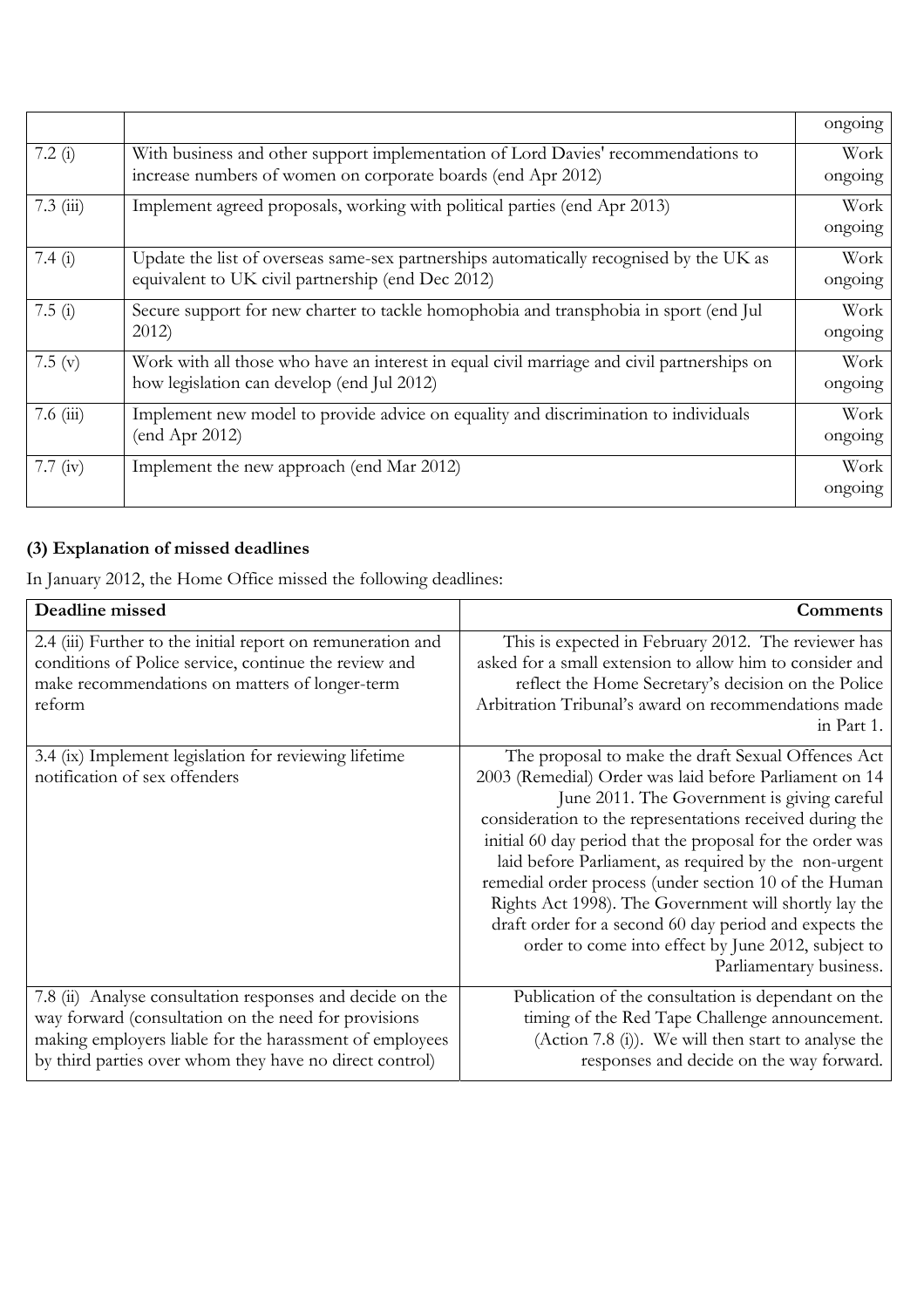| | | |
|---|---|---|
| | | ongoing |
| 7.2 (i) | With business and other support implementation of Lord Davies' recommendations to increase numbers of women on corporate boards (end Apr 2012) | Work ongoing |
| 7.3 (iii) | Implement agreed proposals, working with political parties (end Apr 2013) | Work ongoing |
| 7.4 (i) | Update the list of overseas same-sex partnerships automatically recognised by the UK as equivalent to UK civil partnership (end Dec 2012) | Work ongoing |
| 7.5 (i) | Secure support for new charter to tackle homophobia and transphobia in sport (end Jul 2012) | Work ongoing |
| 7.5 (v) | Work with all those who have an interest in equal civil marriage and civil partnerships on how legislation can develop (end Jul 2012) | Work ongoing |
| 7.6 (iii) | Implement new model to provide advice on equality and discrimination to individuals (end Apr 2012) | Work ongoing |
| 7.7 (iv) | Implement the new approach (end Mar 2012) | Work ongoing |

**(3) Explanation of missed deadlines**

In January 2012, the Home Office missed the following deadlines:

| Deadline missed | Comments |
|---|---|
| 2.4 (iii) Further to the initial report on remuneration and conditions of Police service, continue the review and make recommendations on matters of longer-term reform | This is expected in February 2012. The reviewer has asked for a small extension to allow him to consider and reflect the Home Secretary's decision on the Police Arbitration Tribunal's award on recommendations made in Part 1. |
| 3.4 (ix) Implement legislation for reviewing lifetime notification of sex offenders | The proposal to make the draft Sexual Offences Act 2003 (Remedial) Order was laid before Parliament on 14 June 2011. The Government is giving careful consideration to the representations received during the initial 60 day period that the proposal for the order was laid before Parliament, as required by the non-urgent remedial order process (under section 10 of the Human Rights Act 1998). The Government will shortly lay the draft order for a second 60 day period and expects the order to come into effect by June 2012, subject to Parliamentary business. |
| 7.8 (ii) Analyse consultation responses and decide on the way forward (consultation on the need for provisions making employers liable for the harassment of employees by third parties over whom they have no direct control) | Publication of the consultation is dependant on the timing of the Red Tape Challenge announcement. (Action 7.8 (i)). We will then start to analyse the responses and decide on the way forward. |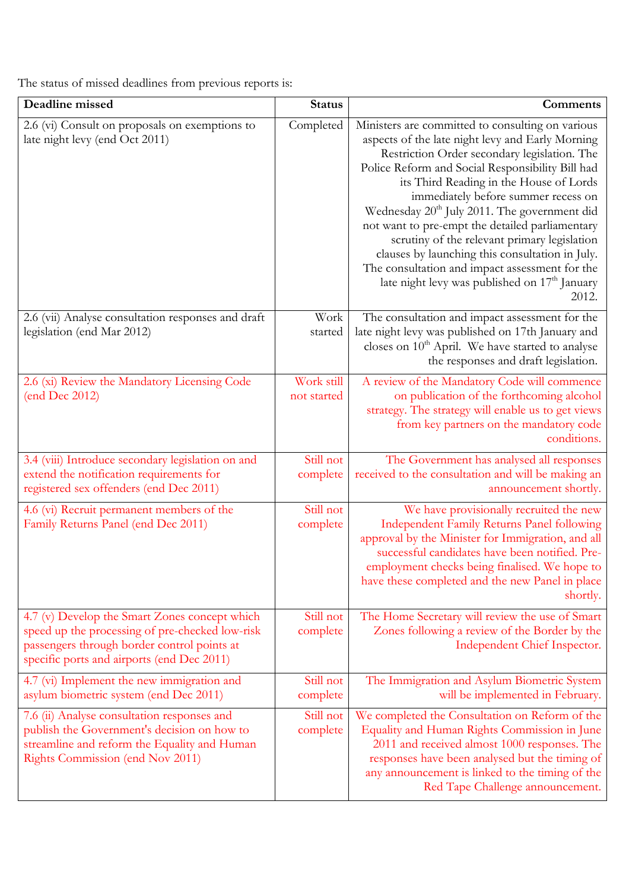The status of missed deadlines from previous reports is:

| Deadline missed | Status | Comments |
|---|---|---|
| 2.6 (vi) Consult on proposals on exemptions to late night levy (end Oct 2011) | Completed | Ministers are committed to consulting on various aspects of the late night levy and Early Morning Restriction Order secondary legislation. The Police Reform and Social Responsibility Bill had its Third Reading in the House of Lords immediately before summer recess on Wednesday 20th July 2011. The government did not want to pre-empt the detailed parliamentary scrutiny of the relevant primary legislation clauses by launching this consultation in July. The consultation and impact assessment for the late night levy was published on 17th January 2012. |
| 2.6 (vii) Analyse consultation responses and draft legislation (end Mar 2012) | Work started | The consultation and impact assessment for the late night levy was published on 17th January and closes on 10th April. We have started to analyse the responses and draft legislation. |
| 2.6 (xi) Review the Mandatory Licensing Code (end Dec 2012) | Work still not started | A review of the Mandatory Code will commence on publication of the forthcoming alcohol strategy. The strategy will enable us to get views from key partners on the mandatory code conditions. |
| 3.4 (viii) Introduce secondary legislation on and extend the notification requirements for registered sex offenders (end Dec 2011) | Still not complete | The Government has analysed all responses received to the consultation and will be making an announcement shortly. |
| 4.6 (vi) Recruit permanent members of the Family Returns Panel (end Dec 2011) | Still not complete | We have provisionally recruited the new Independent Family Returns Panel following approval by the Minister for Immigration, and all successful candidates have been notified. Pre-employment checks being finalised. We hope to have these completed and the new Panel in place shortly. |
| 4.7 (v) Develop the Smart Zones concept which speed up the processing of pre-checked low-risk passengers through border control points at specific ports and airports (end Dec 2011) | Still not complete | The Home Secretary will review the use of Smart Zones following a review of the Border by the Independent Chief Inspector. |
| 4.7 (vi) Implement the new immigration and asylum biometric system (end Dec 2011) | Still not complete | The Immigration and Asylum Biometric System will be implemented in February. |
| 7.6 (ii) Analyse consultation responses and publish the Government's decision on how to streamline and reform the Equality and Human Rights Commission (end Nov 2011) | Still not complete | We completed the Consultation on Reform of the Equality and Human Rights Commission in June 2011 and received almost 1000 responses. The responses have been analysed but the timing of any announcement is linked to the timing of the Red Tape Challenge announcement. |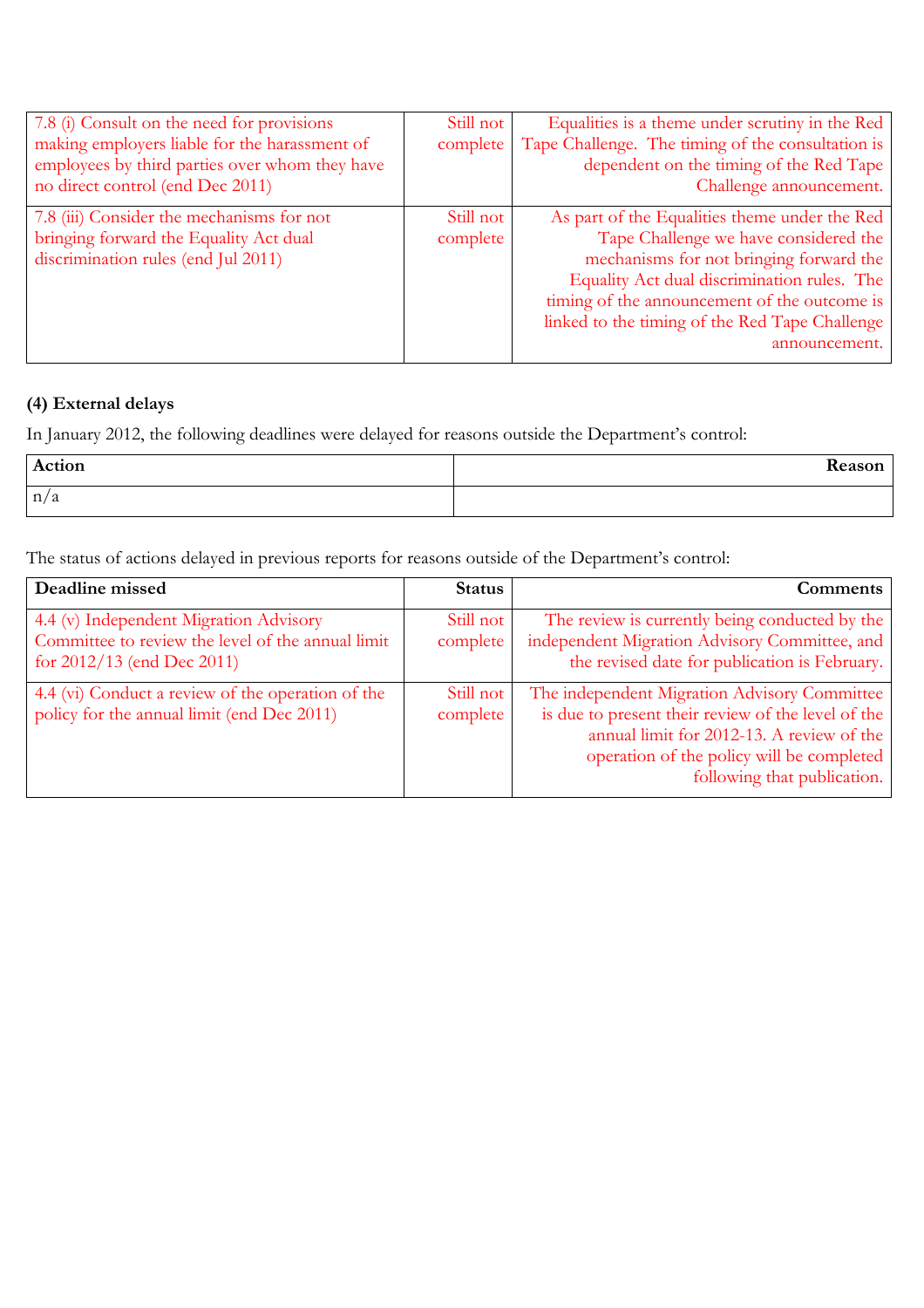| | | |
|---|---|---|
| 7.8 (i) Consult on the need for provisions making employers liable for the harassment of employees by third parties over whom they have no direct control (end Dec 2011) | Still not complete | Equalities is a theme under scrutiny in the Red Tape Challenge. The timing of the consultation is dependent on the timing of the Red Tape Challenge announcement. |
| 7.8 (iii) Consider the mechanisms for not bringing forward the Equality Act dual discrimination rules (end Jul 2011) | Still not complete | As part of the Equalities theme under the Red Tape Challenge we have considered the mechanisms for not bringing forward the Equality Act dual discrimination rules. The timing of the announcement of the outcome is linked to the timing of the Red Tape Challenge announcement. |

**(4) External delays**

In January 2012, the following deadlines were delayed for reasons outside the Department's control:

| Action | Reason |
|---|---|
| n/a | |

The status of actions delayed in previous reports for reasons outside of the Department's control:

| Deadline missed | Status | Comments |
|---|---|---|
| 4.4 (v) Independent Migration Advisory Committee to review the level of the annual limit for 2012/13 (end Dec 2011) | Still not complete | The review is currently being conducted by the independent Migration Advisory Committee, and the revised date for publication is February. |
| 4.4 (vi) Conduct a review of the operation of the policy for the annual limit (end Dec 2011) | Still not complete | The independent Migration Advisory Committee is due to present their review of the level of the annual limit for 2012-13. A review of the operation of the policy will be completed following that publication. |